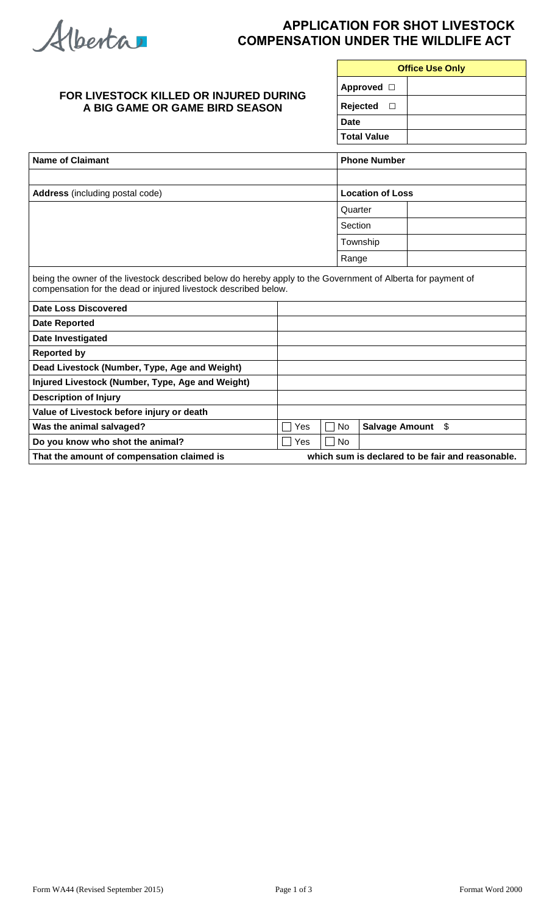Alberta

# APPLICATION FOR SHOT LIVESTOCK COMPENSATION UNDER THE WILDLIFE ACT

## FOR LIVESTOCK KILLED OR INJURED DURING A BIG GAME OR GAME BIRD SEASON

| Office Use Only | |
|---|---|
| **Approved** ☐ | |
| **Rejected** ☐ | |
| **Date** | |
| **Total Value** | |

| **Name of Claimant** | **Phone Number** | |
|---|---|---|
| | | |
| **Address** (including postal code) | **Location of Loss** | |
| | Quarter | |
| | Section | |
| | Township | |
| | Range | |

being the owner of the livestock described below do hereby apply to the Government of Alberta for payment of compensation for the dead or injured livestock described below.

| | | | |
|---|---|---|---|
| **Date Loss Discovered** | | | |
| **Date Reported** | | | |
| **Date Investigated** | | | |
| **Reported by** | | | |
| **Dead Livestock (Number, Type, Age and Weight)** | | | |
| **Injured Livestock (Number, Type, Age and Weight)** | | | |
| **Description of Injury** | | | |
| **Value of Livestock before injury or death** | | | |
| **Was the animal salvaged?** | ☐ Yes | ☐ No | **Salvage Amount** $ |
| **Do you know who shot the animal?** | ☐ Yes | ☐ No | |
| **That the amount of compensation claimed is** | | | **which sum is declared to be fair and reasonable.** |

Form WA44 (Revised September 2015) Format Word 2000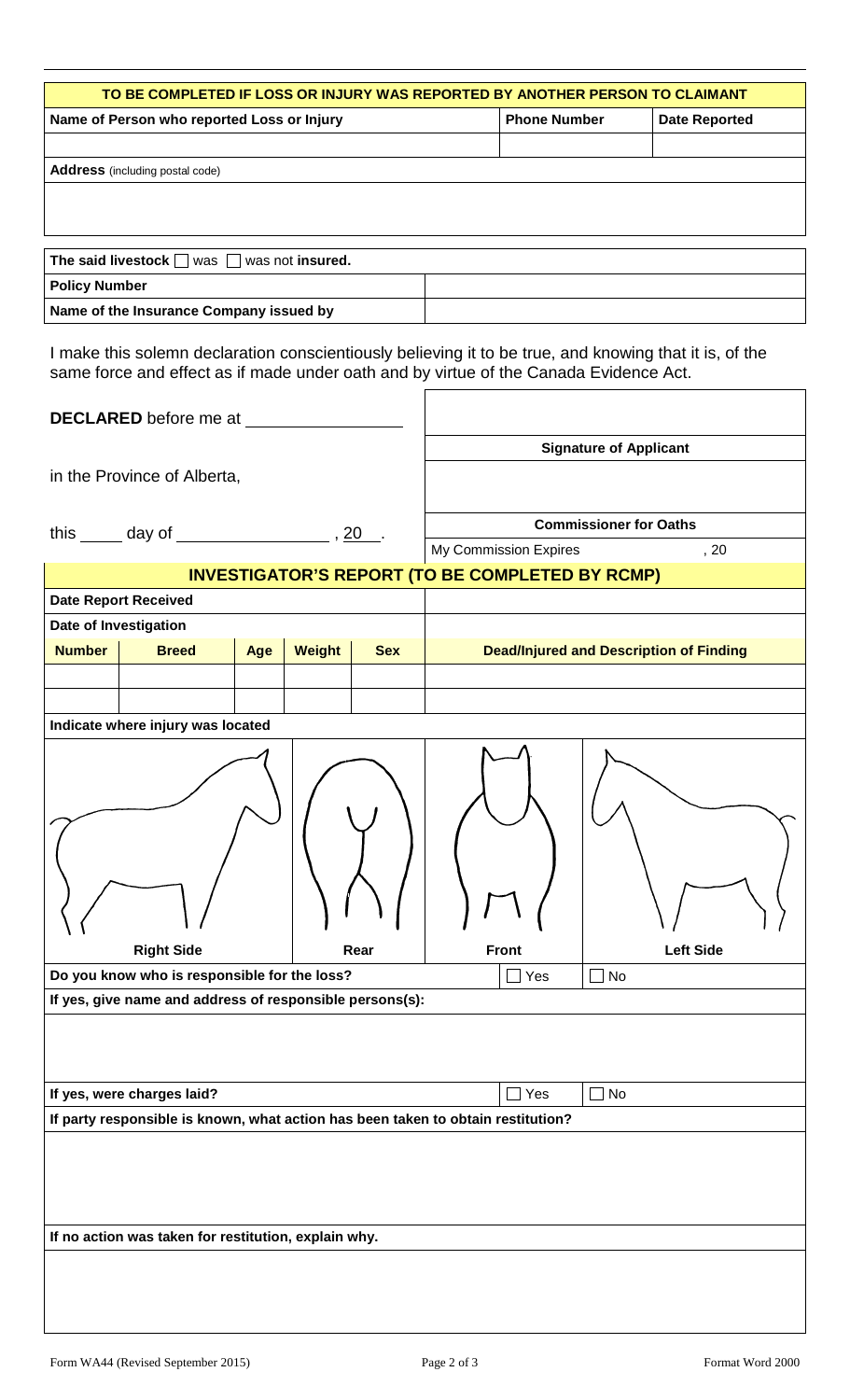| TO BE COMPLETED IF LOSS OR INJURY WAS REPORTED BY ANOTHER PERSON TO CLAIMANT | | |
|---|---|---|
| **Name of Person who reported Loss or Injury** | **Phone Number** | **Date Reported** |
| | | |
| **Address** (including postal code) | | |
| | | |

| The said livestock ☐ was ☐ was not **insured.** | |
|---|---|
| **Policy Number** | |
| **Name of the Insurance Company issued by** | |

I make this solemn declaration conscientiously believing it to be true, and knowing that it is, of the same force and effect as if made under oath and by virtue of the Canada Evidence Act.

| | |
|---|---|
| **DECLARED** before me at ________________ | |
| | **Signature of Applicant** |
| in the Province of Alberta, | |
| this _____ day of ________________ , 20 __. | **Commissioner for Oaths** |
| | My Commission Expires , 20 |

## INVESTIGATOR'S REPORT (TO BE COMPLETED BY RCMP)

| **Date Report Received** | | | | | |
|---|---|---|---|---|---|
| **Date of Investigation** | | | | | |
| **Number** | **Breed** | **Age** | **Weight** | **Sex** | **Dead/Injured and Description of Finding** |
| | | | | | |
| | | | | | |

**Indicate where injury was located**

| Right Side | Rear | Front | Left Side |
|---|---|---|---|

| | | |
|---|---|---|
| **Do you know who is responsible for the loss?** | ☐ Yes | ☐ No |
| **If yes, give name and address of responsible persons(s):** | | |
| | | |
| **If yes, were charges laid?** | ☐ Yes | ☐ No |
| **If party responsible is known, what action has been taken to obtain restitution?** | | |
| | | |
| **If no action was taken for restitution, explain why.** | | |
| | | |

Form WA44 (Revised September 2015) Format Word 2000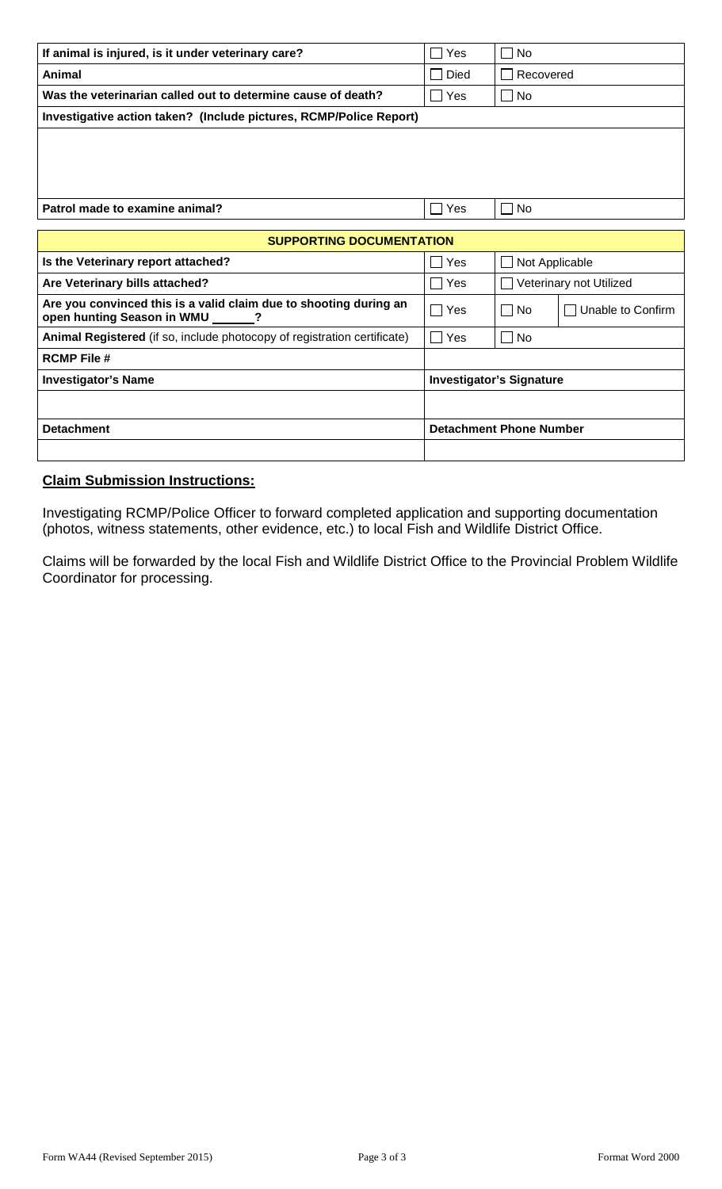| | | | |
|---|---|---|---|
| **If animal is injured, is it under veterinary care?** | ☐ Yes | ☐ No | |
| **Animal** | ☐ Died | ☐ Recovered | |
| **Was the veterinarian called out to determine cause of death?** | ☐ Yes | ☐ No | |
| **Investigative action taken? (Include pictures, RCMP/Police Report)** | | | |
| | | | |
| **Patrol made to examine animal?** | ☐ Yes | ☐ No | |

| **SUPPORTING DOCUMENTATION** | | | |
|---|---|---|---|
| **Is the Veterinary report attached?** | ☐ Yes | ☐ Not Applicable | |
| **Are Veterinary bills attached?** | ☐ Yes | ☐ Veterinary not Utilized | |
| **Are you convinced this is a valid claim due to shooting during an open hunting Season in WMU \_\_\_\_\_\_?** | ☐ Yes | ☐ No | ☐ Unable to Confirm |
| **Animal Registered** (if so, include photocopy of registration certificate) | ☐ Yes | ☐ No | |
| **RCMP File #** | | | |
| **Investigator's Name** | **Investigator's Signature** | | |
| | | | |
| **Detachment** | **Detachment Phone Number** | | |
| | | | |

**Claim Submission Instructions:**

Investigating RCMP/Police Officer to forward completed application and supporting documentation (photos, witness statements, other evidence, etc.) to local Fish and Wildlife District Office.

Claims will be forwarded by the local Fish and Wildlife District Office to the Provincial Problem Wildlife Coordinator for processing.

Form WA44 (Revised September 2015) Format Word 2000